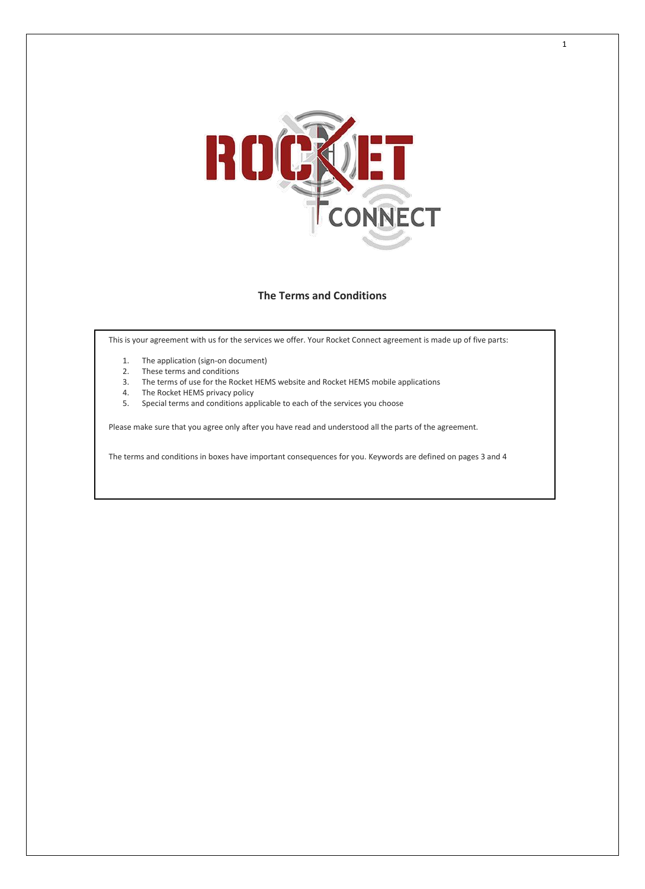## The Terms and Conditions

This is your agreement with us for the services we offer. Your Rocket Connect agreement is made up of five parts:

1. The application (sign-on document)
2. These terms and conditions
3. The terms of use for the Rocket HEMS website and Rocket HEMS mobile applications
4. The Rocket HEMS privacy policy
5. Special terms and conditions applicable to each of the services you choose

Please make sure that you agree only after you have read and understood all the parts of the agreement.

The terms and conditions in boxes have important consequences for you. Keywords are defined on pages 3 and 4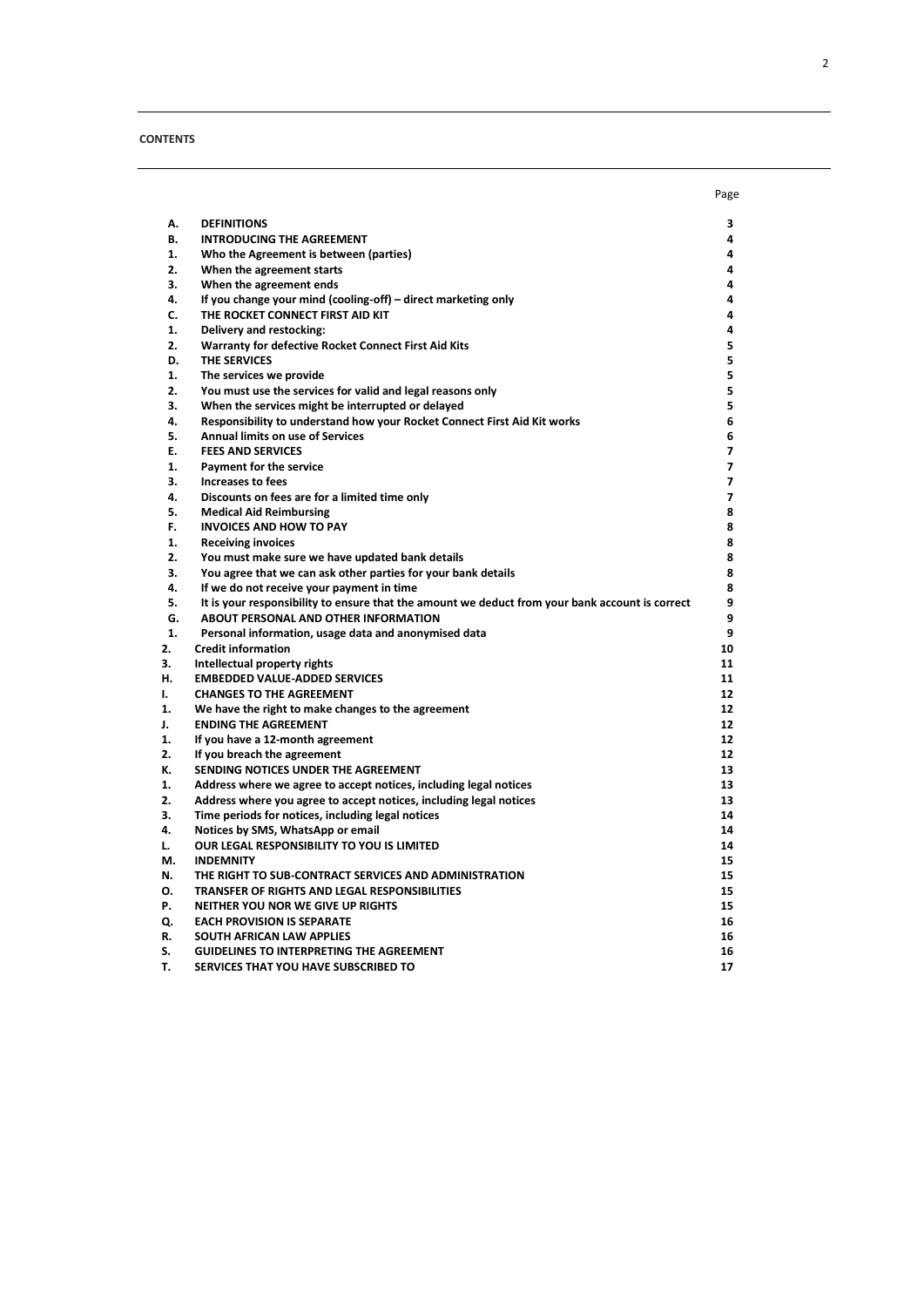**CONTENTS**

| | | Page |
|---|---|---|
| **A.** | **DEFINITIONS** | **3** |
| **B.** | **INTRODUCING THE AGREEMENT** | **4** |
| **1.** | **Who the Agreement is between (parties)** | **4** |
| **2.** | **When the agreement starts** | **4** |
| **3.** | **When the agreement ends** | **4** |
| **4.** | **If you change your mind (cooling-off) – direct marketing only** | **4** |
| **C.** | **THE ROCKET CONNECT FIRST AID KIT** | **4** |
| **1.** | **Delivery and restocking:** | **4** |
| **2.** | **Warranty for defective Rocket Connect First Aid Kits** | **5** |
| **D.** | **THE SERVICES** | **5** |
| **1.** | **The services we provide** | **5** |
| **2.** | **You must use the services for valid and legal reasons only** | **5** |
| **3.** | **When the services might be interrupted or delayed** | **5** |
| **4.** | **Responsibility to understand how your Rocket Connect First Aid Kit works** | **6** |
| **5.** | **Annual limits on use of Services** | **6** |
| **E.** | **FEES AND SERVICES** | **7** |
| **1.** | **Payment for the service** | **7** |
| **3.** | **Increases to fees** | **7** |
| **4.** | **Discounts on fees are for a limited time only** | **7** |
| **5.** | **Medical Aid Reimbursing** | **8** |
| **F.** | **INVOICES AND HOW TO PAY** | **8** |
| **1.** | **Receiving invoices** | **8** |
| **2.** | **You must make sure we have updated bank details** | **8** |
| **3.** | **You agree that we can ask other parties for your bank details** | **8** |
| **4.** | **If we do not receive your payment in time** | **8** |
| **5.** | **It is your responsibility to ensure that the amount we deduct from your bank account is correct** | **9** |
| **G.** | **ABOUT PERSONAL AND OTHER INFORMATION** | **9** |
| **1.** | **Personal information, usage data and anonymised data** | **9** |
| **2.** | **Credit information** | **10** |
| **3.** | **Intellectual property rights** | **11** |
| **H.** | **EMBEDDED VALUE-ADDED SERVICES** | **11** |
| **I.** | **CHANGES TO THE AGREEMENT** | **12** |
| **1.** | **We have the right to make changes to the agreement** | **12** |
| **J.** | **ENDING THE AGREEMENT** | **12** |
| **1.** | **If you have a 12-month agreement** | **12** |
| **2.** | **If you breach the agreement** | **12** |
| **K.** | **SENDING NOTICES UNDER THE AGREEMENT** | **13** |
| **1.** | **Address where we agree to accept notices, including legal notices** | **13** |
| **2.** | **Address where you agree to accept notices, including legal notices** | **13** |
| **3.** | **Time periods for notices, including legal notices** | **14** |
| **4.** | **Notices by SMS, WhatsApp or email** | **14** |
| **L.** | **OUR LEGAL RESPONSIBILITY TO YOU IS LIMITED** | **14** |
| **M.** | **INDEMNITY** | **15** |
| **N.** | **THE RIGHT TO SUB-CONTRACT SERVICES AND ADMINISTRATION** | **15** |
| **O.** | **TRANSFER OF RIGHTS AND LEGAL RESPONSIBILITIES** | **15** |
| **P.** | **NEITHER YOU NOR WE GIVE UP RIGHTS** | **15** |
| **Q.** | **EACH PROVISION IS SEPARATE** | **16** |
| **R.** | **SOUTH AFRICAN LAW APPLIES** | **16** |
| **S.** | **GUIDELINES TO INTERPRETING THE AGREEMENT** | **16** |
| **T.** | **SERVICES THAT YOU HAVE SUBSCRIBED TO** | **17** |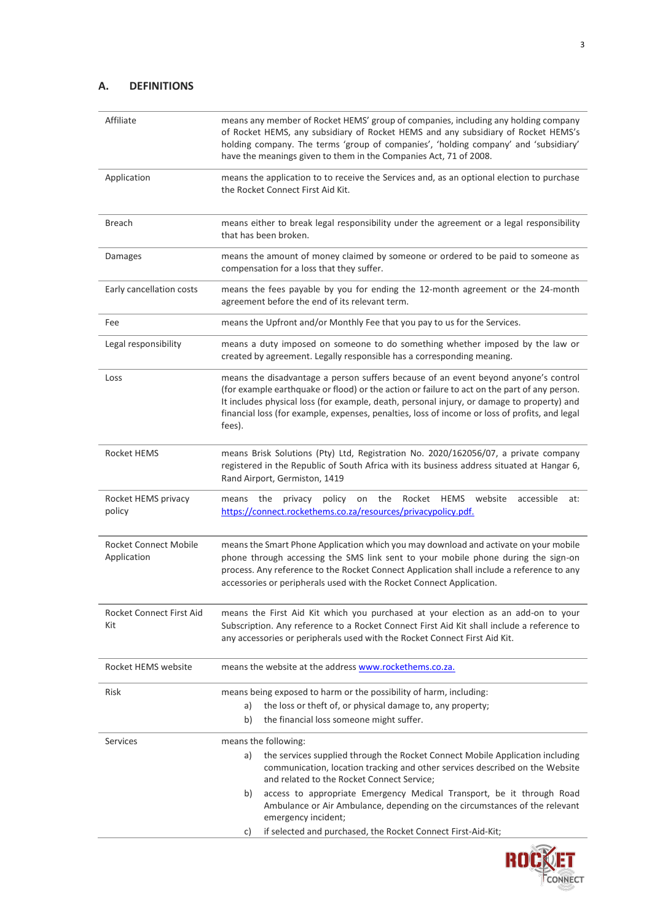## A. DEFINITIONS

| | |
|---|---|
| Affiliate | means any member of Rocket HEMS' group of companies, including any holding company of Rocket HEMS, any subsidiary of Rocket HEMS and any subsidiary of Rocket HEMS's holding company. The terms 'group of companies', 'holding company' and 'subsidiary' have the meanings given to them in the Companies Act, 71 of 2008. |
| Application | means the application to to receive the Services and, as an optional election to purchase the Rocket Connect First Aid Kit. |
| Breach | means either to break legal responsibility under the agreement or a legal responsibility that has been broken. |
| Damages | means the amount of money claimed by someone or ordered to be paid to someone as compensation for a loss that they suffer. |
| Early cancellation costs | means the fees payable by you for ending the 12-month agreement or the 24-month agreement before the end of its relevant term. |
| Fee | means the Upfront and/or Monthly Fee that you pay to us for the Services. |
| Legal responsibility | means a duty imposed on someone to do something whether imposed by the law or created by agreement. Legally responsible has a corresponding meaning. |
| Loss | means the disadvantage a person suffers because of an event beyond anyone's control (for example earthquake or flood) or the action or failure to act on the part of any person. It includes physical loss (for example, death, personal injury, or damage to property) and financial loss (for example, expenses, penalties, loss of income or loss of profits, and legal fees). |
| Rocket HEMS | means Brisk Solutions (Pty) Ltd, Registration No. 2020/162056/07, a private company registered in the Republic of South Africa with its business address situated at Hangar 6, Rand Airport, Germiston, 1419 |
| Rocket HEMS privacy policy | means the privacy policy on the Rocket HEMS website accessible at: https://connect.rockethems.co.za/resources/privacypolicy.pdf. |
| Rocket Connect Mobile Application | means the Smart Phone Application which you may download and activate on your mobile phone through accessing the SMS link sent to your mobile phone during the sign-on process. Any reference to the Rocket Connect Application shall include a reference to any accessories or peripherals used with the Rocket Connect Application. |
| Rocket Connect First Aid Kit | means the First Aid Kit which you purchased at your election as an add-on to your Subscription. Any reference to a Rocket Connect First Aid Kit shall include a reference to any accessories or peripherals used with the Rocket Connect First Aid Kit. |
| Rocket HEMS website | means the website at the address www.rockethems.co.za. |
| Risk | means being exposed to harm or the possibility of harm, including: a) the loss or theft of, or physical damage to, any property; b) the financial loss someone might suffer. |
| Services | means the following: a) the services supplied through the Rocket Connect Mobile Application including communication, location tracking and other services described on the Website and related to the Rocket Connect Service; b) access to appropriate Emergency Medical Transport, be it through Road Ambulance or Air Ambulance, depending on the circumstances of the relevant emergency incident; c) if selected and purchased, the Rocket Connect First-Aid-Kit; |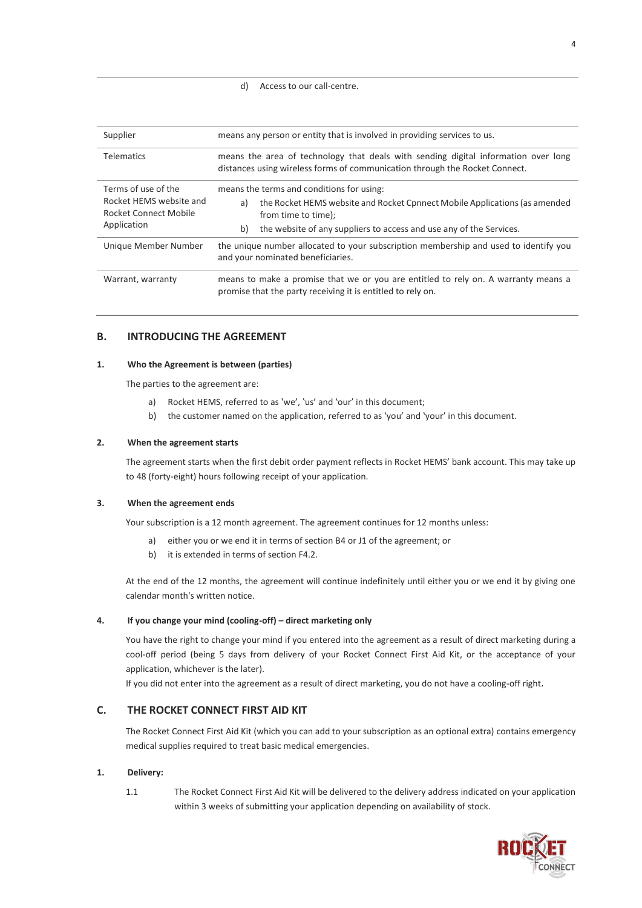| | |
|---|---|
| | d) Access to our call-centre. |
| Supplier | means any person or entity that is involved in providing services to us. |
| Telematics | means the area of technology that deals with sending digital information over long distances using wireless forms of communication through the Rocket Connect. |
| Terms of use of the Rocket HEMS website and Rocket Connect Mobile Application | means the terms and conditions for using: a) the Rocket HEMS website and Rocket Cpnnect Mobile Applications (as amended from time to time); b) the website of any suppliers to access and use any of the Services. |
| Unique Member Number | the unique number allocated to your subscription membership and used to identify you and your nominated beneficiaries. |
| Warrant, warranty | means to make a promise that we or you are entitled to rely on. A warranty means a promise that the party receiving it is entitled to rely on. |

## B. INTRODUCING THE AGREEMENT

### 1. Who the Agreement is between (parties)

The parties to the agreement are:

a) Rocket HEMS, referred to as 'we', 'us' and 'our' in this document;
b) the customer named on the application, referred to as 'you' and 'your' in this document.

### 2. When the agreement starts

The agreement starts when the first debit order payment reflects in Rocket HEMS' bank account. This may take up to 48 (forty-eight) hours following receipt of your application.

### 3. When the agreement ends

Your subscription is a 12 month agreement. The agreement continues for 12 months unless:

a) either you or we end it in terms of section B4 or J1 of the agreement; or
b) it is extended in terms of section F4.2.

At the end of the 12 months, the agreement will continue indefinitely until either you or we end it by giving one calendar month's written notice.

### 4. If you change your mind (cooling-off) – direct marketing only

You have the right to change your mind if you entered into the agreement as a result of direct marketing during a cool-off period (being 5 days from delivery of your Rocket Connect First Aid Kit, or the acceptance of your application, whichever is the later).

If you did not enter into the agreement as a result of direct marketing, you do not have a cooling-off right.

## C. THE ROCKET CONNECT FIRST AID KIT

The Rocket Connect First Aid Kit (which you can add to your subscription as an optional extra) contains emergency medical supplies required to treat basic medical emergencies.

### 1. Delivery:

1.1 The Rocket Connect First Aid Kit will be delivered to the delivery address indicated on your application within 3 weeks of submitting your application depending on availability of stock.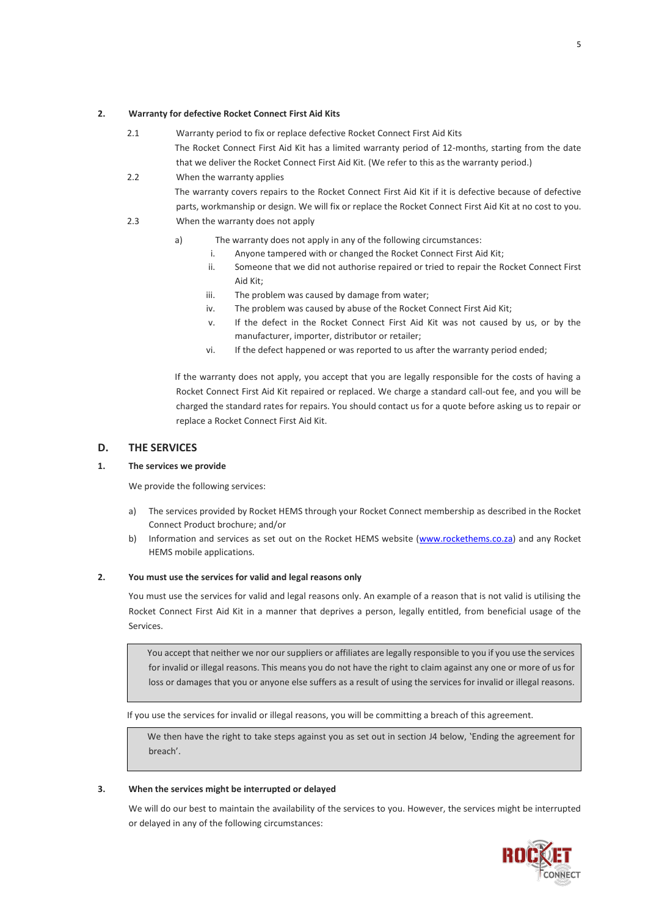### 2. Warranty for defective Rocket Connect First Aid Kits

2.1 Warranty period to fix or replace defective Rocket Connect First Aid Kits

The Rocket Connect First Aid Kit has a limited warranty period of 12-months, starting from the date that we deliver the Rocket Connect First Aid Kit. (We refer to this as the warranty period.)

2.2 When the warranty applies

The warranty covers repairs to the Rocket Connect First Aid Kit if it is defective because of defective parts, workmanship or design. We will fix or replace the Rocket Connect First Aid Kit at no cost to you.

2.3 When the warranty does not apply

a) The warranty does not apply in any of the following circumstances:

i. Anyone tampered with or changed the Rocket Connect First Aid Kit;

ii. Someone that we did not authorise repaired or tried to repair the Rocket Connect First Aid Kit;

iii. The problem was caused by damage from water;

iv. The problem was caused by abuse of the Rocket Connect First Aid Kit;

v. If the defect in the Rocket Connect First Aid Kit was not caused by us, or by the manufacturer, importer, distributor or retailer;

vi. If the defect happened or was reported to us after the warranty period ended;

If the warranty does not apply, you accept that you are legally responsible for the costs of having a Rocket Connect First Aid Kit repaired or replaced. We charge a standard call-out fee, and you will be charged the standard rates for repairs. You should contact us for a quote before asking us to repair or replace a Rocket Connect First Aid Kit.

## D. THE SERVICES

### 1. The services we provide

We provide the following services:

a) The services provided by Rocket HEMS through your Rocket Connect membership as described in the Rocket Connect Product brochure; and/or

b) Information and services as set out on the Rocket HEMS website ([www.rockethems.co.za](http://www.rockethems.co.za)) and any Rocket HEMS mobile applications.

### 2. You must use the services for valid and legal reasons only

You must use the services for valid and legal reasons only. An example of a reason that is not valid is utilising the Rocket Connect First Aid Kit in a manner that deprives a person, legally entitled, from beneficial usage of the Services.

> You accept that neither we nor our suppliers or affiliates are legally responsible to you if you use the services for invalid or illegal reasons. This means you do not have the right to claim against any one or more of us for loss or damages that you or anyone else suffers as a result of using the services for invalid or illegal reasons.

If you use the services for invalid or illegal reasons, you will be committing a breach of this agreement.

> We then have the right to take steps against you as set out in section J4 below, 'Ending the agreement for breach'.

### 3. When the services might be interrupted or delayed

We will do our best to maintain the availability of the services to you. However, the services might be interrupted or delayed in any of the following circumstances: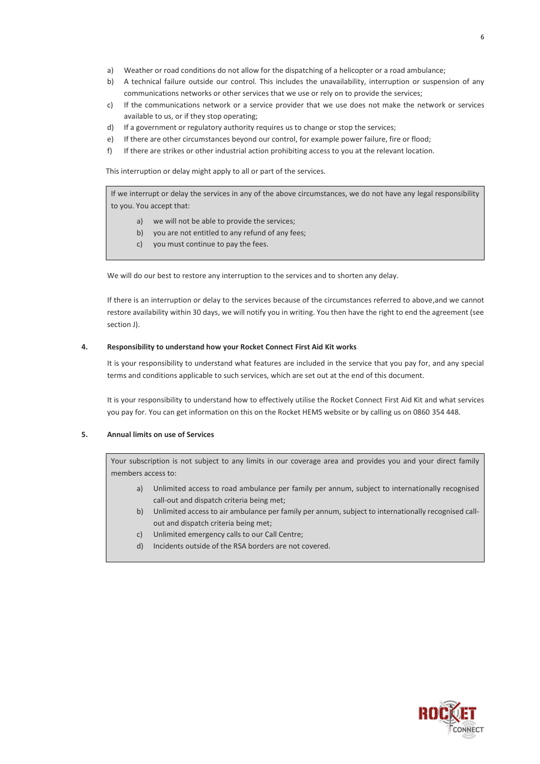a) Weather or road conditions do not allow for the dispatching of a helicopter or a road ambulance;
b) A technical failure outside our control. This includes the unavailability, interruption or suspension of any communications networks or other services that we use or rely on to provide the services;
c) If the communications network or a service provider that we use does not make the network or services available to us, or if they stop operating;
d) If a government or regulatory authority requires us to change or stop the services;
e) If there are other circumstances beyond our control, for example power failure, fire or flood;
f) If there are strikes or other industrial action prohibiting access to you at the relevant location.

This interruption or delay might apply to all or part of the services.

> If we interrupt or delay the services in any of the above circumstances, we do not have any legal responsibility to you. You accept that:
>
> a) we will not be able to provide the services;
> b) you are not entitled to any refund of any fees;
> c) you must continue to pay the fees.

We will do our best to restore any interruption to the services and to shorten any delay.

If there is an interruption or delay to the services because of the circumstances referred to above,and we cannot restore availability within 30 days, we will notify you in writing. You then have the right to end the agreement (see section J).

### 4. Responsibility to understand how your Rocket Connect First Aid Kit works

It is your responsibility to understand what features are included in the service that you pay for, and any special terms and conditions applicable to such services, which are set out at the end of this document.

It is your responsibility to understand how to effectively utilise the Rocket Connect First Aid Kit and what services you pay for. You can get information on this on the Rocket HEMS website or by calling us on 0860 354 448.

### 5. Annual limits on use of Services

> Your subscription is not subject to any limits in our coverage area and provides you and your direct family members access to:
>
> a) Unlimited access to road ambulance per family per annum, subject to internationally recognised call-out and dispatch criteria being met;
> b) Unlimited access to air ambulance per family per annum, subject to internationally recognised call-out and dispatch criteria being met;
> c) Unlimited emergency calls to our Call Centre;
> d) Incidents outside of the RSA borders are not covered.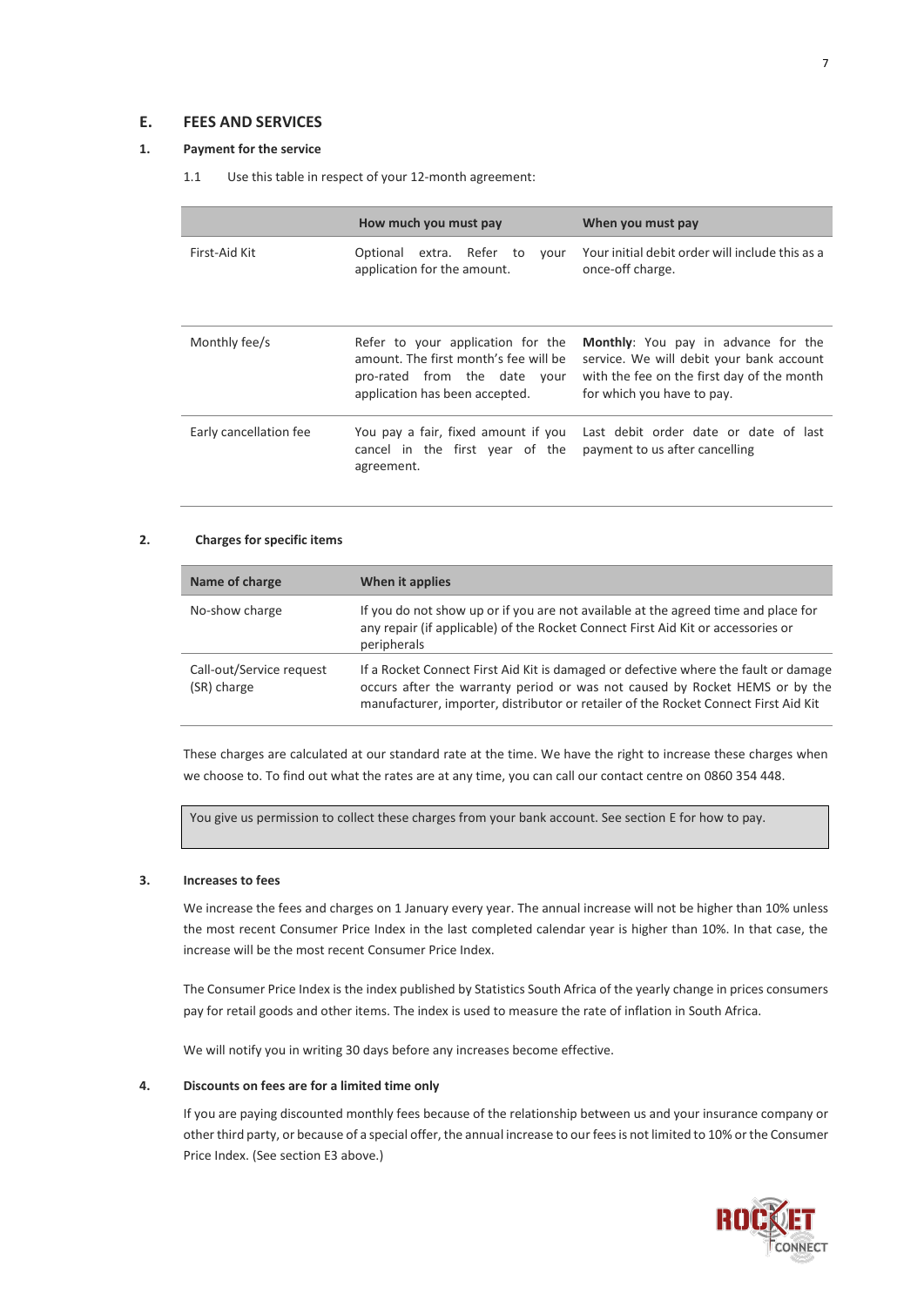## E. FEES AND SERVICES

### 1. Payment for the service

1.1 Use this table in respect of your 12-month agreement:

| | How much you must pay | When you must pay |
|---|---|---|
| First-Aid Kit | Optional extra. Refer to your application for the amount. | Your initial debit order will include this as a once-off charge. |
| Monthly fee/s | Refer to your application for the amount. The first month's fee will be pro-rated from the date your application has been accepted. | **Monthly**: You pay in advance for the service. We will debit your bank account with the fee on the first day of the month for which you have to pay. |
| Early cancellation fee | You pay a fair, fixed amount if you cancel in the first year of the agreement. | Last debit order date or date of last payment to us after cancelling |

### 2. Charges for specific items

| Name of charge | When it applies |
|---|---|
| No-show charge | If you do not show up or if you are not available at the agreed time and place for any repair (if applicable) of the Rocket Connect First Aid Kit or accessories or peripherals |
| Call-out/Service request (SR) charge | If a Rocket Connect First Aid Kit is damaged or defective where the fault or damage occurs after the warranty period or was not caused by Rocket HEMS or by the manufacturer, importer, distributor or retailer of the Rocket Connect First Aid Kit |

These charges are calculated at our standard rate at the time. We have the right to increase these charges when we choose to. To find out what the rates are at any time, you can call our contact centre on 0860 354 448.

> You give us permission to collect these charges from your bank account. See section E for how to pay.

### 3. Increases to fees

We increase the fees and charges on 1 January every year. The annual increase will not be higher than 10% unless the most recent Consumer Price Index in the last completed calendar year is higher than 10%. In that case, the increase will be the most recent Consumer Price Index.

The Consumer Price Index is the index published by Statistics South Africa of the yearly change in prices consumers pay for retail goods and other items. The index is used to measure the rate of inflation in South Africa.

We will notify you in writing 30 days before any increases become effective.

### 4. Discounts on fees are for a limited time only

If you are paying discounted monthly fees because of the relationship between us and your insurance company or other third party, or because of a special offer, the annual increase to our fees is not limited to 10% or the Consumer Price Index. (See section E3 above.)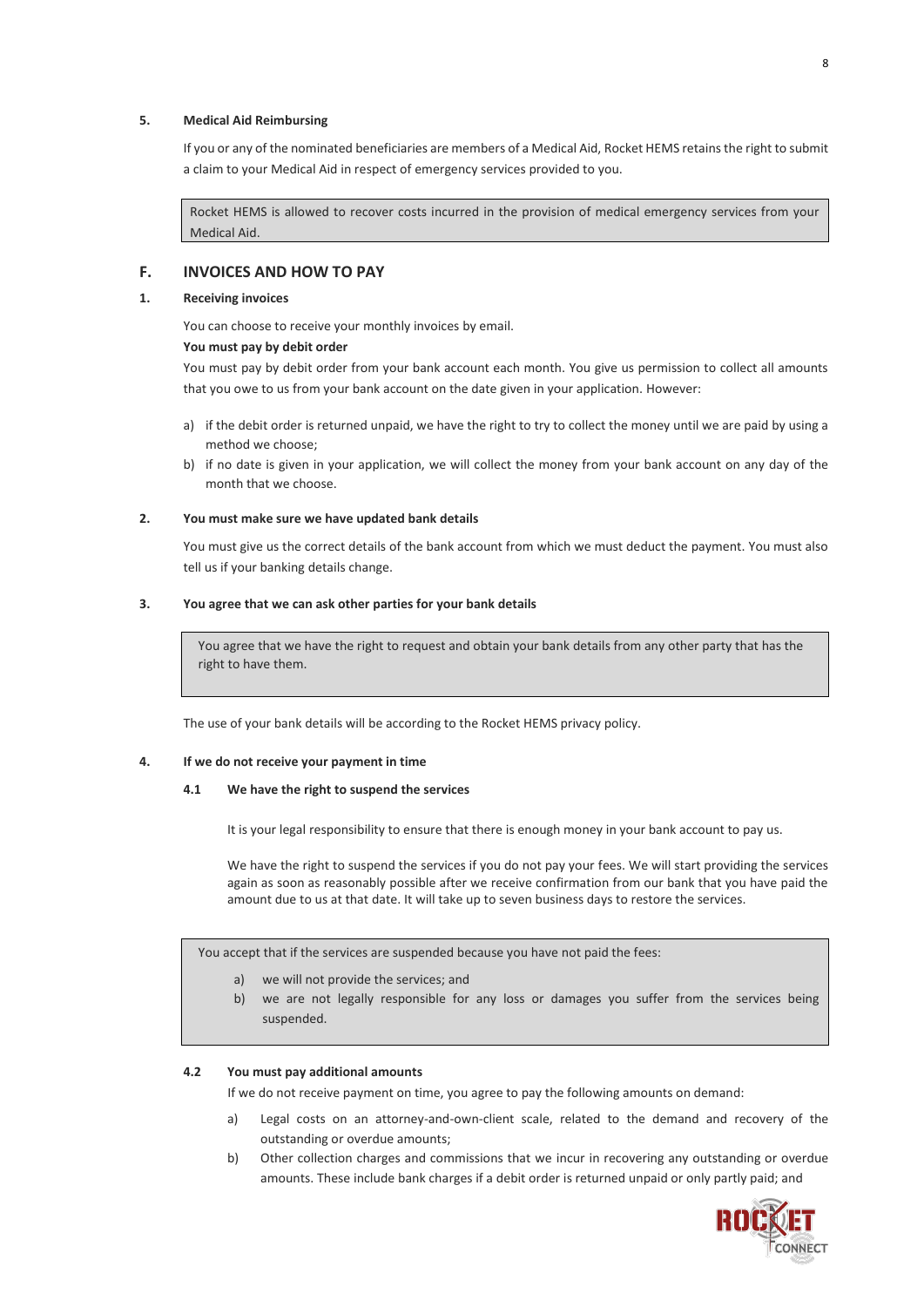### 5. Medical Aid Reimbursing

If you or any of the nominated beneficiaries are members of a Medical Aid, Rocket HEMS retains the right to submit a claim to your Medical Aid in respect of emergency services provided to you.

> Rocket HEMS is allowed to recover costs incurred in the provision of medical emergency services from your Medical Aid.

## F. INVOICES AND HOW TO PAY

### 1. Receiving invoices

You can choose to receive your monthly invoices by email.

**You must pay by debit order**

You must pay by debit order from your bank account each month. You give us permission to collect all amounts that you owe to us from your bank account on the date given in your application. However:

a) if the debit order is returned unpaid, we have the right to try to collect the money until we are paid by using a method we choose;
b) if no date is given in your application, we will collect the money from your bank account on any day of the month that we choose.

### 2. You must make sure we have updated bank details

You must give us the correct details of the bank account from which we must deduct the payment. You must also tell us if your banking details change.

### 3. You agree that we can ask other parties for your bank details

> You agree that we have the right to request and obtain your bank details from any other party that has the right to have them.

The use of your bank details will be according to the Rocket HEMS privacy policy.

### 4. If we do not receive your payment in time

#### 4.1 We have the right to suspend the services

It is your legal responsibility to ensure that there is enough money in your bank account to pay us.

We have the right to suspend the services if you do not pay your fees. We will start providing the services again as soon as reasonably possible after we receive confirmation from our bank that you have paid the amount due to us at that date. It will take up to seven business days to restore the services.

> You accept that if the services are suspended because you have not paid the fees:
>
> a) we will not provide the services; and
> b) we are not legally responsible for any loss or damages you suffer from the services being suspended.

#### 4.2 You must pay additional amounts

If we do not receive payment on time, you agree to pay the following amounts on demand:

a) Legal costs on an attorney-and-own-client scale, related to the demand and recovery of the outstanding or overdue amounts;
b) Other collection charges and commissions that we incur in recovering any outstanding or overdue amounts. These include bank charges if a debit order is returned unpaid or only partly paid; and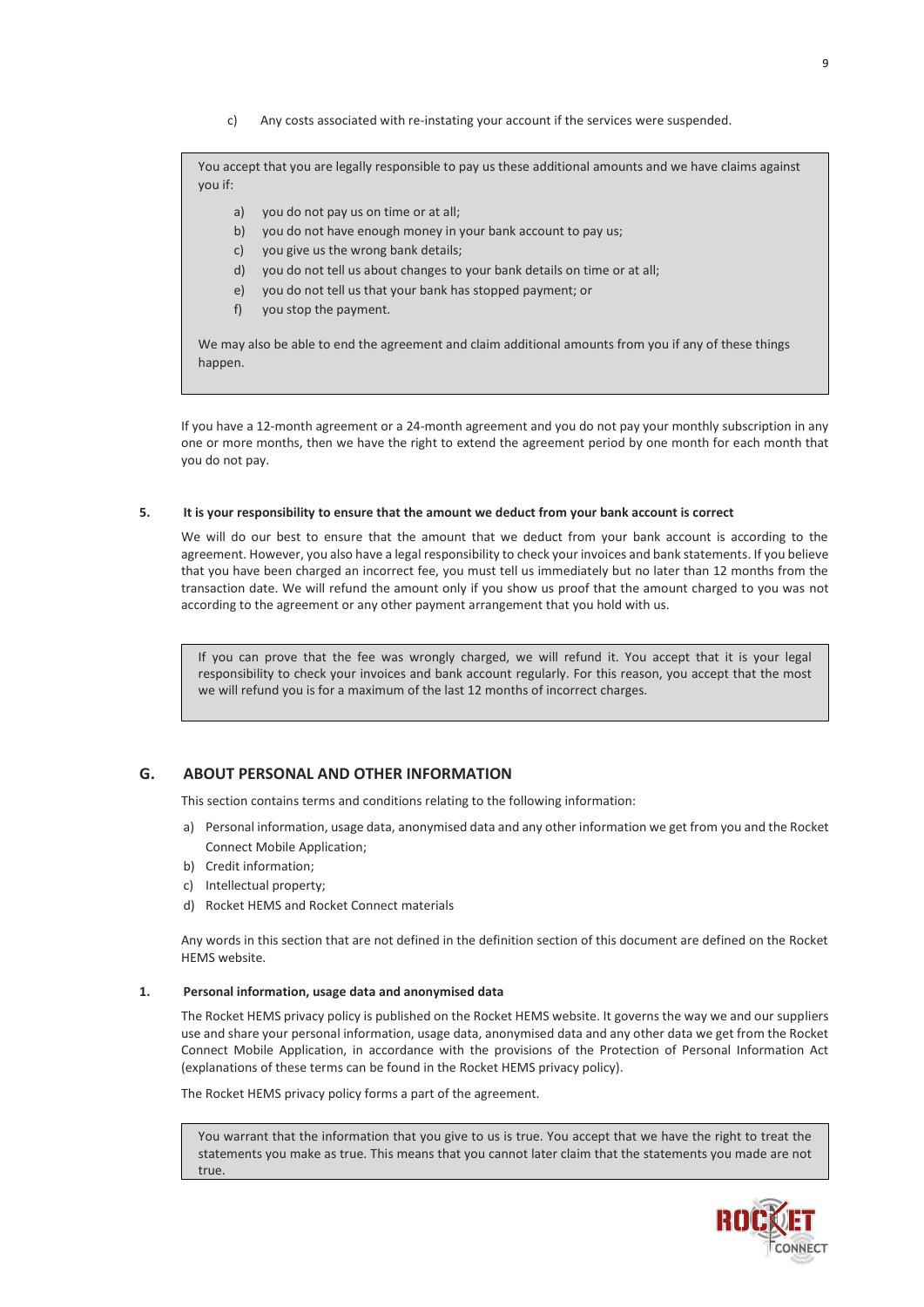c) Any costs associated with re-instating your account if the services were suspended.

> You accept that you are legally responsible to pay us these additional amounts and we have claims against you if:
>
> a) you do not pay us on time or at all;
> b) you do not have enough money in your bank account to pay us;
> c) you give us the wrong bank details;
> d) you do not tell us about changes to your bank details on time or at all;
> e) you do not tell us that your bank has stopped payment; or
> f) you stop the payment.
>
> We may also be able to end the agreement and claim additional amounts from you if any of these things happen.

If you have a 12-month agreement or a 24-month agreement and you do not pay your monthly subscription in any one or more months, then we have the right to extend the agreement period by one month for each month that you do not pay.

**5. It is your responsibility to ensure that the amount we deduct from your bank account is correct**

We will do our best to ensure that the amount that we deduct from your bank account is according to the agreement. However, you also have a legal responsibility to check your invoices and bank statements. If you believe that you have been charged an incorrect fee, you must tell us immediately but no later than 12 months from the transaction date. We will refund the amount only if you show us proof that the amount charged to you was not according to the agreement or any other payment arrangement that you hold with us.

> If you can prove that the fee was wrongly charged, we will refund it. You accept that it is your legal responsibility to check your invoices and bank account regularly. For this reason, you accept that the most we will refund you is for a maximum of the last 12 months of incorrect charges.

## G. ABOUT PERSONAL AND OTHER INFORMATION

This section contains terms and conditions relating to the following information:

a) Personal information, usage data, anonymised data and any other information we get from you and the Rocket Connect Mobile Application;
b) Credit information;
c) Intellectual property;
d) Rocket HEMS and Rocket Connect materials

Any words in this section that are not defined in the definition section of this document are defined on the Rocket HEMS website.

**1. Personal information, usage data and anonymised data**

The Rocket HEMS privacy policy is published on the Rocket HEMS website. It governs the way we and our suppliers use and share your personal information, usage data, anonymised data and any other data we get from the Rocket Connect Mobile Application, in accordance with the provisions of the Protection of Personal Information Act (explanations of these terms can be found in the Rocket HEMS privacy policy).

The Rocket HEMS privacy policy forms a part of the agreement.

> You warrant that the information that you give to us is true. You accept that we have the right to treat the statements you make as true. This means that you cannot later claim that the statements you made are not true.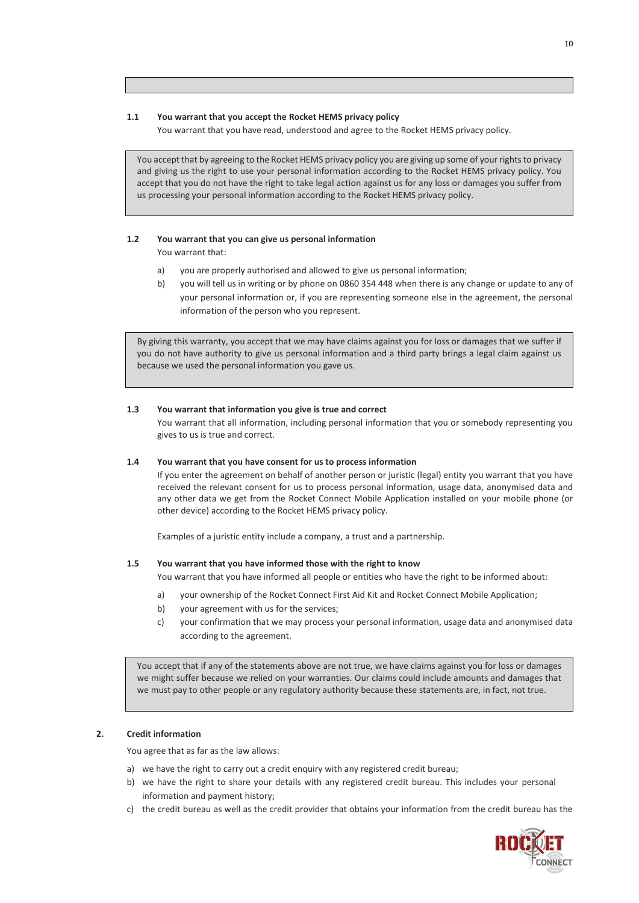### 1.1 You warrant that you accept the Rocket HEMS privacy policy

You warrant that you have read, understood and agree to the Rocket HEMS privacy policy.

> You accept that by agreeing to the Rocket HEMS privacy policy you are giving up some of your rights to privacy and giving us the right to use your personal information according to the Rocket HEMS privacy policy. You accept that you do not have the right to take legal action against us for any loss or damages you suffer from us processing your personal information according to the Rocket HEMS privacy policy.

### 1.2 You warrant that you can give us personal information

You warrant that:

a) you are properly authorised and allowed to give us personal information;

b) you will tell us in writing or by phone on 0860 354 448 when there is any change or update to any of your personal information or, if you are representing someone else in the agreement, the personal information of the person who you represent.

> By giving this warranty, you accept that we may have claims against you for loss or damages that we suffer if you do not have authority to give us personal information and a third party brings a legal claim against us because we used the personal information you gave us.

### 1.3 You warrant that information you give is true and correct

You warrant that all information, including personal information that you or somebody representing you gives to us is true and correct.

### 1.4 You warrant that you have consent for us to process information

If you enter the agreement on behalf of another person or juristic (legal) entity you warrant that you have received the relevant consent for us to process personal information, usage data, anonymised data and any other data we get from the Rocket Connect Mobile Application installed on your mobile phone (or other device) according to the Rocket HEMS privacy policy.

Examples of a juristic entity include a company, a trust and a partnership.

### 1.5 You warrant that you have informed those with the right to know

You warrant that you have informed all people or entities who have the right to be informed about:

a) your ownership of the Rocket Connect First Aid Kit and Rocket Connect Mobile Application;

b) your agreement with us for the services;

c) your confirmation that we may process your personal information, usage data and anonymised data according to the agreement.

> You accept that if any of the statements above are not true, we have claims against you for loss or damages we might suffer because we relied on your warranties. Our claims could include amounts and damages that we must pay to other people or any regulatory authority because these statements are, in fact, not true.

## 2. Credit information

You agree that as far as the law allows:

a) we have the right to carry out a credit enquiry with any registered credit bureau;

b) we have the right to share your details with any registered credit bureau. This includes your personal information and payment history;

c) the credit bureau as well as the credit provider that obtains your information from the credit bureau has the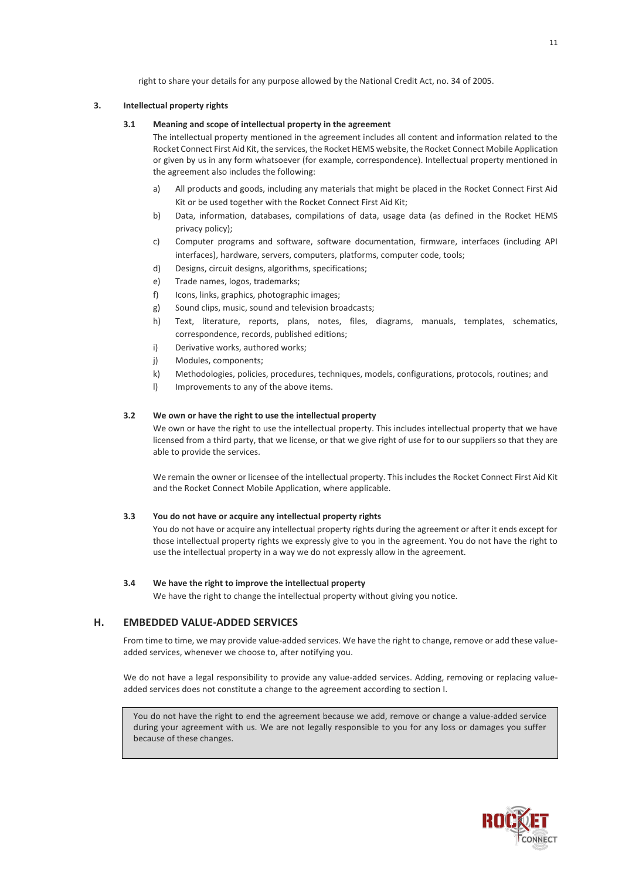right to share your details for any purpose allowed by the National Credit Act, no. 34 of 2005.

### 3. Intellectual property rights

#### 3.1 Meaning and scope of intellectual property in the agreement

The intellectual property mentioned in the agreement includes all content and information related to the Rocket Connect First Aid Kit, the services, the Rocket HEMS website, the Rocket Connect Mobile Application or given by us in any form whatsoever (for example, correspondence). Intellectual property mentioned in the agreement also includes the following:

a) All products and goods, including any materials that might be placed in the Rocket Connect First Aid Kit or be used together with the Rocket Connect First Aid Kit;

b) Data, information, databases, compilations of data, usage data (as defined in the Rocket HEMS privacy policy);

c) Computer programs and software, software documentation, firmware, interfaces (including API interfaces), hardware, servers, computers, platforms, computer code, tools;

d) Designs, circuit designs, algorithms, specifications;

e) Trade names, logos, trademarks;

f) Icons, links, graphics, photographic images;

g) Sound clips, music, sound and television broadcasts;

h) Text, literature, reports, plans, notes, files, diagrams, manuals, templates, schematics, correspondence, records, published editions;

i) Derivative works, authored works;

j) Modules, components;

k) Methodologies, policies, procedures, techniques, models, configurations, protocols, routines; and

l) Improvements to any of the above items.

#### 3.2 We own or have the right to use the intellectual property

We own or have the right to use the intellectual property. This includes intellectual property that we have licensed from a third party, that we license, or that we give right of use for to our suppliers so that they are able to provide the services.

We remain the owner or licensee of the intellectual property. This includes the Rocket Connect First Aid Kit and the Rocket Connect Mobile Application, where applicable.

#### 3.3 You do not have or acquire any intellectual property rights

You do not have or acquire any intellectual property rights during the agreement or after it ends except for those intellectual property rights we expressly give to you in the agreement. You do not have the right to use the intellectual property in a way we do not expressly allow in the agreement.

#### 3.4 We have the right to improve the intellectual property

We have the right to change the intellectual property without giving you notice.

## H. EMBEDDED VALUE-ADDED SERVICES

From time to time, we may provide value-added services. We have the right to change, remove or add these value-added services, whenever we choose to, after notifying you.

We do not have a legal responsibility to provide any value-added services. Adding, removing or replacing value-added services does not constitute a change to the agreement according to section I.

> You do not have the right to end the agreement because we add, remove or change a value-added service during your agreement with us. We are not legally responsible to you for any loss or damages you suffer because of these changes.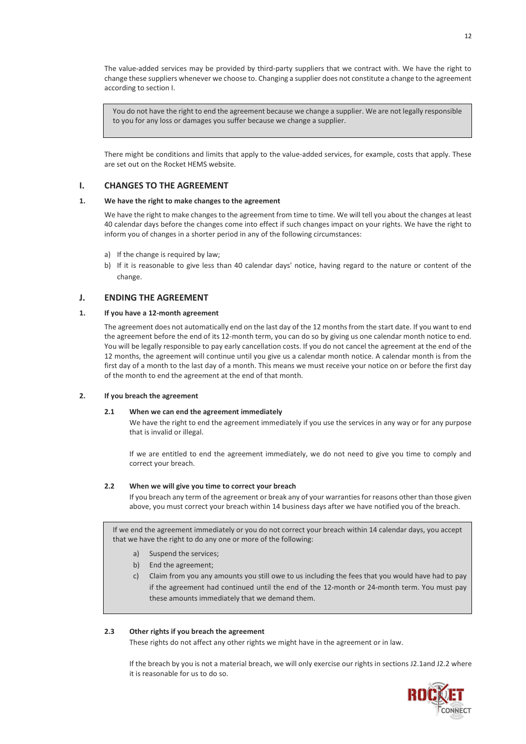The value-added services may be provided by third-party suppliers that we contract with. We have the right to change these suppliers whenever we choose to. Changing a supplier does not constitute a change to the agreement according to section I.

> You do not have the right to end the agreement because we change a supplier. We are not legally responsible to you for any loss or damages you suffer because we change a supplier.

There might be conditions and limits that apply to the value-added services, for example, costs that apply. These are set out on the Rocket HEMS website.

## I. CHANGES TO THE AGREEMENT

### 1. We have the right to make changes to the agreement

We have the right to make changes to the agreement from time to time. We will tell you about the changes at least 40 calendar days before the changes come into effect if such changes impact on your rights. We have the right to inform you of changes in a shorter period in any of the following circumstances:

a) If the change is required by law;
b) If it is reasonable to give less than 40 calendar days' notice, having regard to the nature or content of the change.

## J. ENDING THE AGREEMENT

### 1. If you have a 12-month agreement

The agreement does not automatically end on the last day of the 12 months from the start date. If you want to end the agreement before the end of its 12-month term, you can do so by giving us one calendar month notice to end. You will be legally responsible to pay early cancellation costs. If you do not cancel the agreement at the end of the 12 months, the agreement will continue until you give us a calendar month notice. A calendar month is from the first day of a month to the last day of a month. This means we must receive your notice on or before the first day of the month to end the agreement at the end of that month.

### 2. If you breach the agreement

#### 2.1 When we can end the agreement immediately

We have the right to end the agreement immediately if you use the services in any way or for any purpose that is invalid or illegal.

If we are entitled to end the agreement immediately, we do not need to give you time to comply and correct your breach.

#### 2.2 When we will give you time to correct your breach

If you breach any term of the agreement or break any of your warranties for reasons other than those given above, you must correct your breach within 14 business days after we have notified you of the breach.

> If we end the agreement immediately or you do not correct your breach within 14 calendar days, you accept that we have the right to do any one or more of the following:
>
> a) Suspend the services;
> b) End the agreement;
> c) Claim from you any amounts you still owe to us including the fees that you would have had to pay if the agreement had continued until the end of the 12-month or 24-month term. You must pay these amounts immediately that we demand them.

#### 2.3 Other rights if you breach the agreement

These rights do not affect any other rights we might have in the agreement or in law.

If the breach by you is not a material breach, we will only exercise our rights in sections J2.1and J2.2 where it is reasonable for us to do so.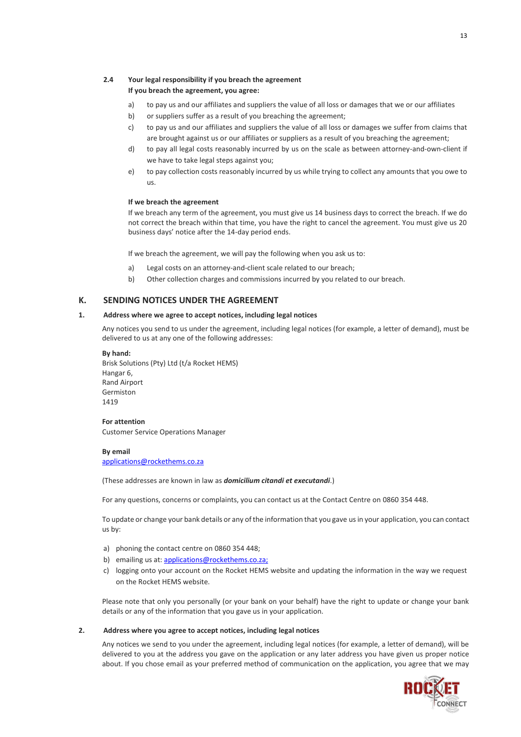**2.4 Your legal responsibility if you breach the agreement**

**If you breach the agreement, you agree:**

a) to pay us and our affiliates and suppliers the value of all loss or damages that we or our affiliates

b) or suppliers suffer as a result of you breaching the agreement;

c) to pay us and our affiliates and suppliers the value of all loss or damages we suffer from claims that are brought against us or our affiliates or suppliers as a result of you breaching the agreement;

d) to pay all legal costs reasonably incurred by us on the scale as between attorney-and-own-client if we have to take legal steps against you;

e) to pay collection costs reasonably incurred by us while trying to collect any amounts that you owe to us.

**If we breach the agreement**

If we breach any term of the agreement, you must give us 14 business days to correct the breach. If we do not correct the breach within that time, you have the right to cancel the agreement. You must give us 20 business days' notice after the 14-day period ends.

If we breach the agreement, we will pay the following when you ask us to:

a) Legal costs on an attorney-and-client scale related to our breach;

b) Other collection charges and commissions incurred by you related to our breach.

## K. SENDING NOTICES UNDER THE AGREEMENT

### 1. Address where we agree to accept notices, including legal notices

Any notices you send to us under the agreement, including legal notices (for example, a letter of demand), must be delivered to us at any one of the following addresses:

**By hand:**
Brisk Solutions (Pty) Ltd (t/a Rocket HEMS)
Hangar 6,
Rand Airport
Germiston
1419

**For attention**
Customer Service Operations Manager

**By email**
applications@rockethems.co.za

(These addresses are known in law as ***domicilium citandi et executandi***.)

For any questions, concerns or complaints, you can contact us at the Contact Centre on 0860 354 448.

To update or change your bank details or any of the information that you gave us in your application, you can contact us by:

a) phoning the contact centre on 0860 354 448;

b) emailing us at: applications@rockethems.co.za;

c) logging onto your account on the Rocket HEMS website and updating the information in the way we request on the Rocket HEMS website.

Please note that only you personally (or your bank on your behalf) have the right to update or change your bank details or any of the information that you gave us in your application.

### 2. Address where you agree to accept notices, including legal notices

Any notices we send to you under the agreement, including legal notices (for example, a letter of demand), will be delivered to you at the address you gave on the application or any later address you have given us proper notice about. If you chose email as your preferred method of communication on the application, you agree that we may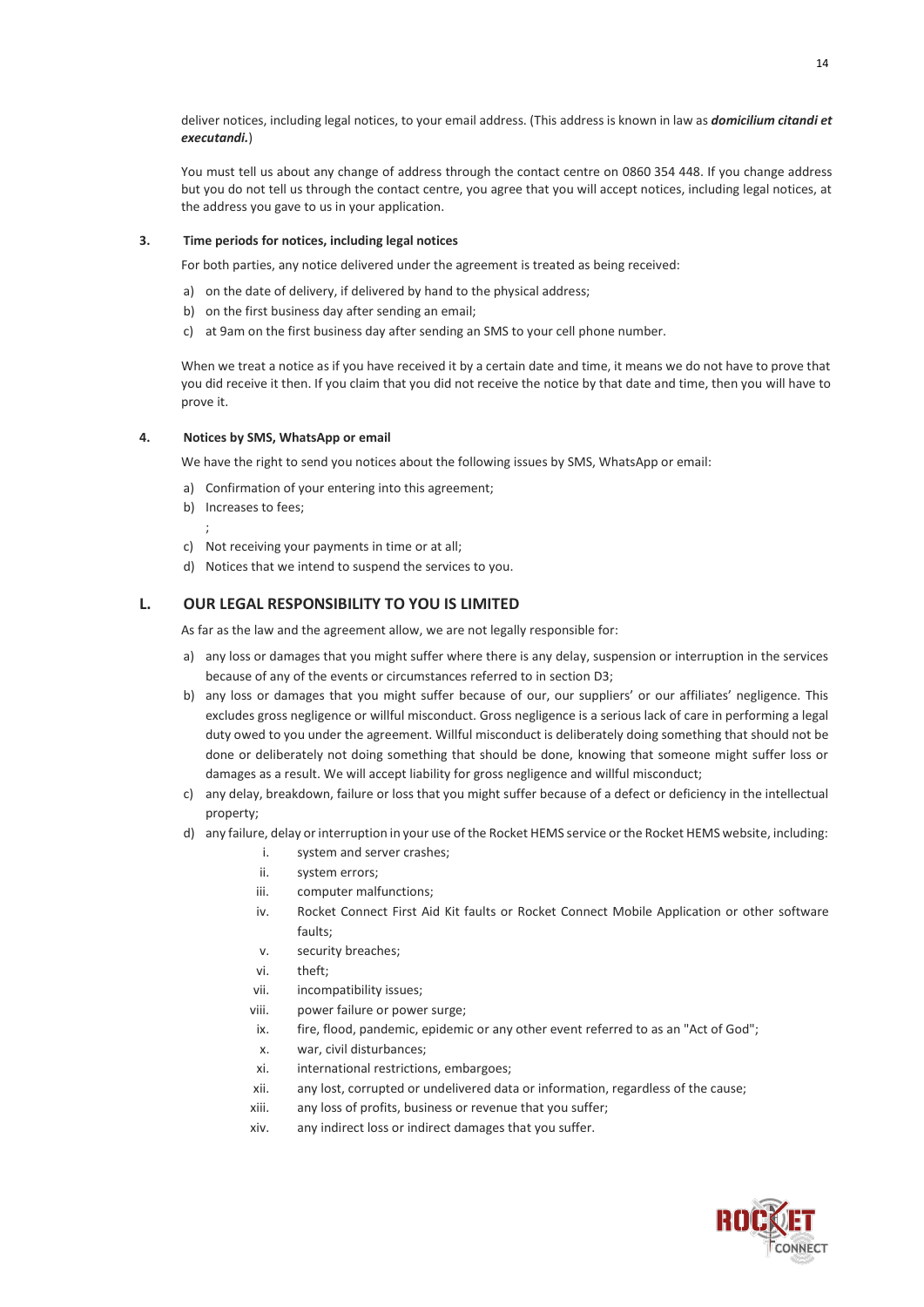deliver notices, including legal notices, to your email address. (This address is known in law as ***domicilium citandi et executandi.***)

You must tell us about any change of address through the contact centre on 0860 354 448. If you change address but you do not tell us through the contact centre, you agree that you will accept notices, including legal notices, at the address you gave to us in your application.

#### 3. Time periods for notices, including legal notices

For both parties, any notice delivered under the agreement is treated as being received:

a) on the date of delivery, if delivered by hand to the physical address;
b) on the first business day after sending an email;
c) at 9am on the first business day after sending an SMS to your cell phone number.

When we treat a notice as if you have received it by a certain date and time, it means we do not have to prove that you did receive it then. If you claim that you did not receive the notice by that date and time, then you will have to prove it.

#### 4. Notices by SMS, WhatsApp or email

We have the right to send you notices about the following issues by SMS, WhatsApp or email:

a) Confirmation of your entering into this agreement;
b) Increases to fees;
   ;
c) Not receiving your payments in time or at all;
d) Notices that we intend to suspend the services to you.

## L. OUR LEGAL RESPONSIBILITY TO YOU IS LIMITED

As far as the law and the agreement allow, we are not legally responsible for:

a) any loss or damages that you might suffer where there is any delay, suspension or interruption in the services because of any of the events or circumstances referred to in section D3;
b) any loss or damages that you might suffer because of our, our suppliers' or our affiliates' negligence. This excludes gross negligence or willful misconduct. Gross negligence is a serious lack of care in performing a legal duty owed to you under the agreement. Willful misconduct is deliberately doing something that should not be done or deliberately not doing something that should be done, knowing that someone might suffer loss or damages as a result. We will accept liability for gross negligence and willful misconduct;
c) any delay, breakdown, failure or loss that you might suffer because of a defect or deficiency in the intellectual property;
d) any failure, delay or interruption in your use of the Rocket HEMS service or the Rocket HEMS website, including:
   i. system and server crashes;
   ii. system errors;
   iii. computer malfunctions;
   iv. Rocket Connect First Aid Kit faults or Rocket Connect Mobile Application or other software faults;
   v. security breaches;
   vi. theft;
   vii. incompatibility issues;
   viii. power failure or power surge;
   ix. fire, flood, pandemic, epidemic or any other event referred to as an "Act of God";
   x. war, civil disturbances;
   xi. international restrictions, embargoes;
   xii. any lost, corrupted or undelivered data or information, regardless of the cause;
   xiii. any loss of profits, business or revenue that you suffer;
   xiv. any indirect loss or indirect damages that you suffer.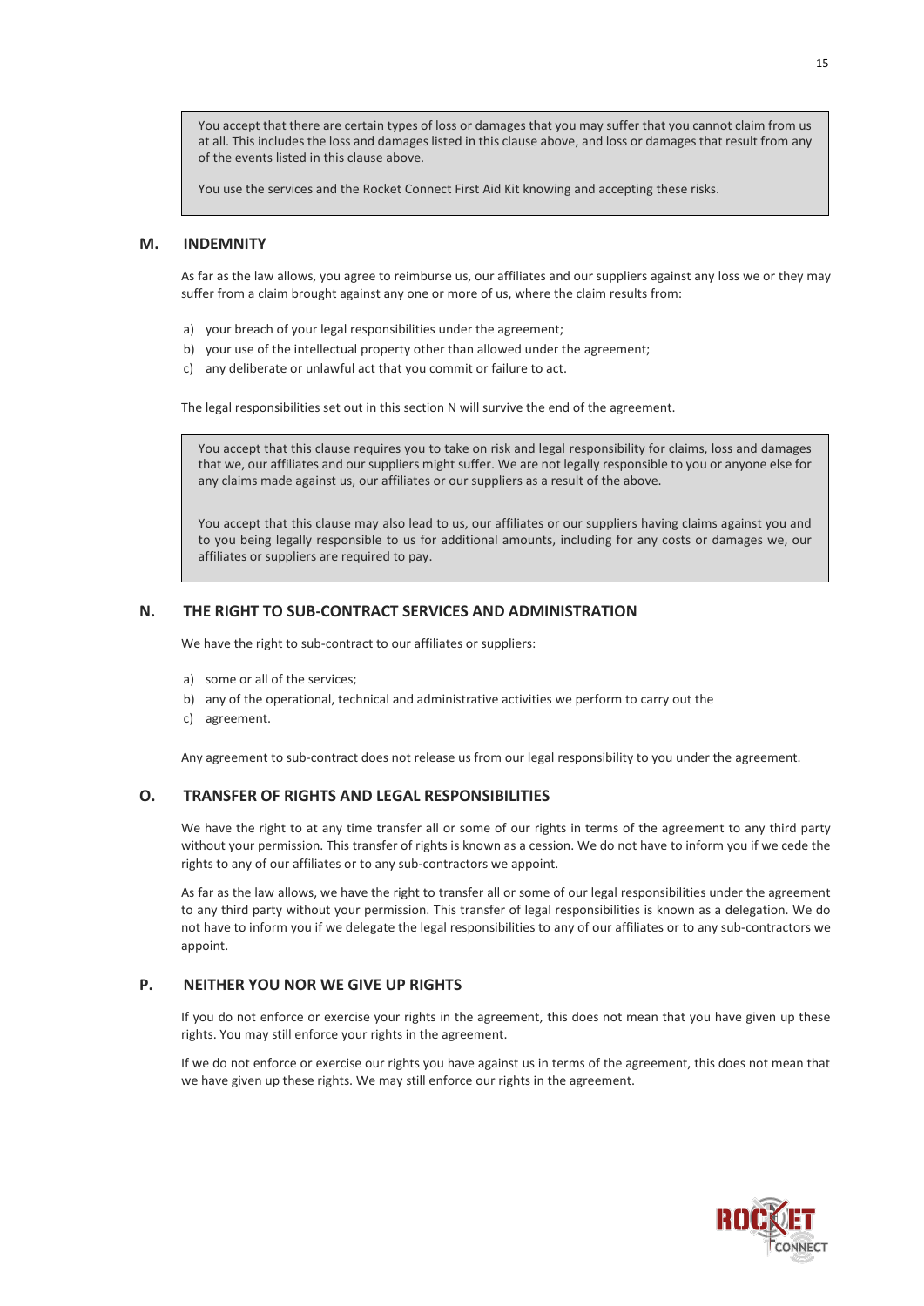You accept that there are certain types of loss or damages that you may suffer that you cannot claim from us at all. This includes the loss and damages listed in this clause above, and loss or damages that result from any of the events listed in this clause above.

You use the services and the Rocket Connect First Aid Kit knowing and accepting these risks.

## M. INDEMNITY

As far as the law allows, you agree to reimburse us, our affiliates and our suppliers against any loss we or they may suffer from a claim brought against any one or more of us, where the claim results from:

a) your breach of your legal responsibilities under the agreement;
b) your use of the intellectual property other than allowed under the agreement;
c) any deliberate or unlawful act that you commit or failure to act.

The legal responsibilities set out in this section N will survive the end of the agreement.

You accept that this clause requires you to take on risk and legal responsibility for claims, loss and damages that we, our affiliates and our suppliers might suffer. We are not legally responsible to you or anyone else for any claims made against us, our affiliates or our suppliers as a result of the above.

You accept that this clause may also lead to us, our affiliates or our suppliers having claims against you and to you being legally responsible to us for additional amounts, including for any costs or damages we, our affiliates or suppliers are required to pay.

## N. THE RIGHT TO SUB-CONTRACT SERVICES AND ADMINISTRATION

We have the right to sub-contract to our affiliates or suppliers:

a) some or all of the services;
b) any of the operational, technical and administrative activities we perform to carry out the
c) agreement.

Any agreement to sub-contract does not release us from our legal responsibility to you under the agreement.

## O. TRANSFER OF RIGHTS AND LEGAL RESPONSIBILITIES

We have the right to at any time transfer all or some of our rights in terms of the agreement to any third party without your permission. This transfer of rights is known as a cession. We do not have to inform you if we cede the rights to any of our affiliates or to any sub-contractors we appoint.

As far as the law allows, we have the right to transfer all or some of our legal responsibilities under the agreement to any third party without your permission. This transfer of legal responsibilities is known as a delegation. We do not have to inform you if we delegate the legal responsibilities to any of our affiliates or to any sub-contractors we appoint.

## P. NEITHER YOU NOR WE GIVE UP RIGHTS

If you do not enforce or exercise your rights in the agreement, this does not mean that you have given up these rights. You may still enforce your rights in the agreement.

If we do not enforce or exercise our rights you have against us in terms of the agreement, this does not mean that we have given up these rights. We may still enforce our rights in the agreement.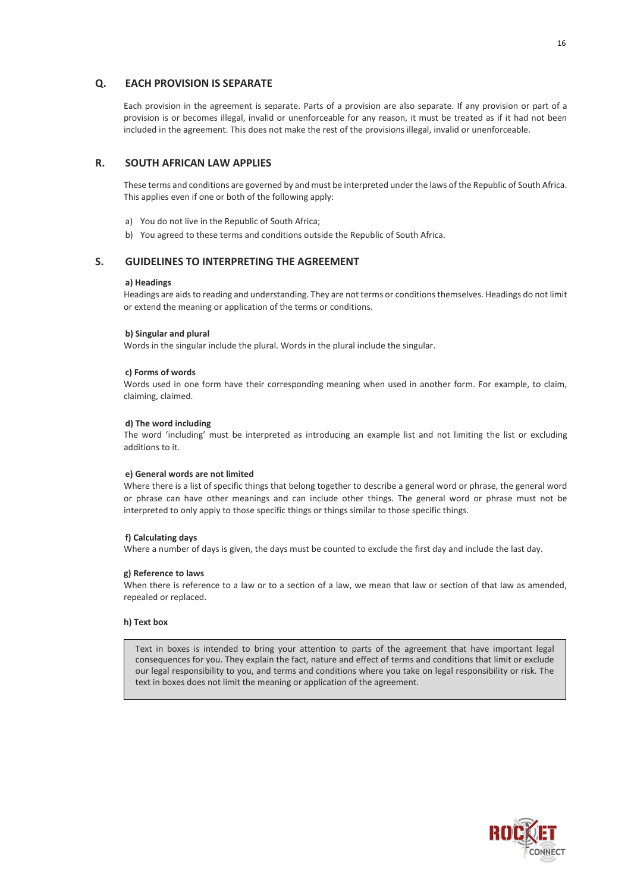## Q. EACH PROVISION IS SEPARATE

Each provision in the agreement is separate. Parts of a provision are also separate. If any provision or part of a provision is or becomes illegal, invalid or unenforceable for any reason, it must be treated as if it had not been included in the agreement. This does not make the rest of the provisions illegal, invalid or unenforceable.

## R. SOUTH AFRICAN LAW APPLIES

These terms and conditions are governed by and must be interpreted under the laws of the Republic of South Africa. This applies even if one or both of the following apply:

a) You do not live in the Republic of South Africa;
b) You agreed to these terms and conditions outside the Republic of South Africa.

## S. GUIDELINES TO INTERPRETING THE AGREEMENT

**a) Headings**
Headings are aids to reading and understanding. They are not terms or conditions themselves. Headings do not limit or extend the meaning or application of the terms or conditions.

**b) Singular and plural**
Words in the singular include the plural. Words in the plural include the singular.

**c) Forms of words**
Words used in one form have their corresponding meaning when used in another form. For example, to claim, claiming, claimed.

**d) The word including**
The word 'including' must be interpreted as introducing an example list and not limiting the list or excluding additions to it.

**e) General words are not limited**
Where there is a list of specific things that belong together to describe a general word or phrase, the general word or phrase can have other meanings and can include other things. The general word or phrase must not be interpreted to only apply to those specific things or things similar to those specific things.

**f) Calculating days**
Where a number of days is given, the days must be counted to exclude the first day and include the last day.

**g) Reference to laws**
When there is reference to a law or to a section of a law, we mean that law or section of that law as amended, repealed or replaced.

**h) Text box**

> Text in boxes is intended to bring your attention to parts of the agreement that have important legal consequences for you. They explain the fact, nature and effect of terms and conditions that limit or exclude our legal responsibility to you, and terms and conditions where you take on legal responsibility or risk. The text in boxes does not limit the meaning or application of the agreement.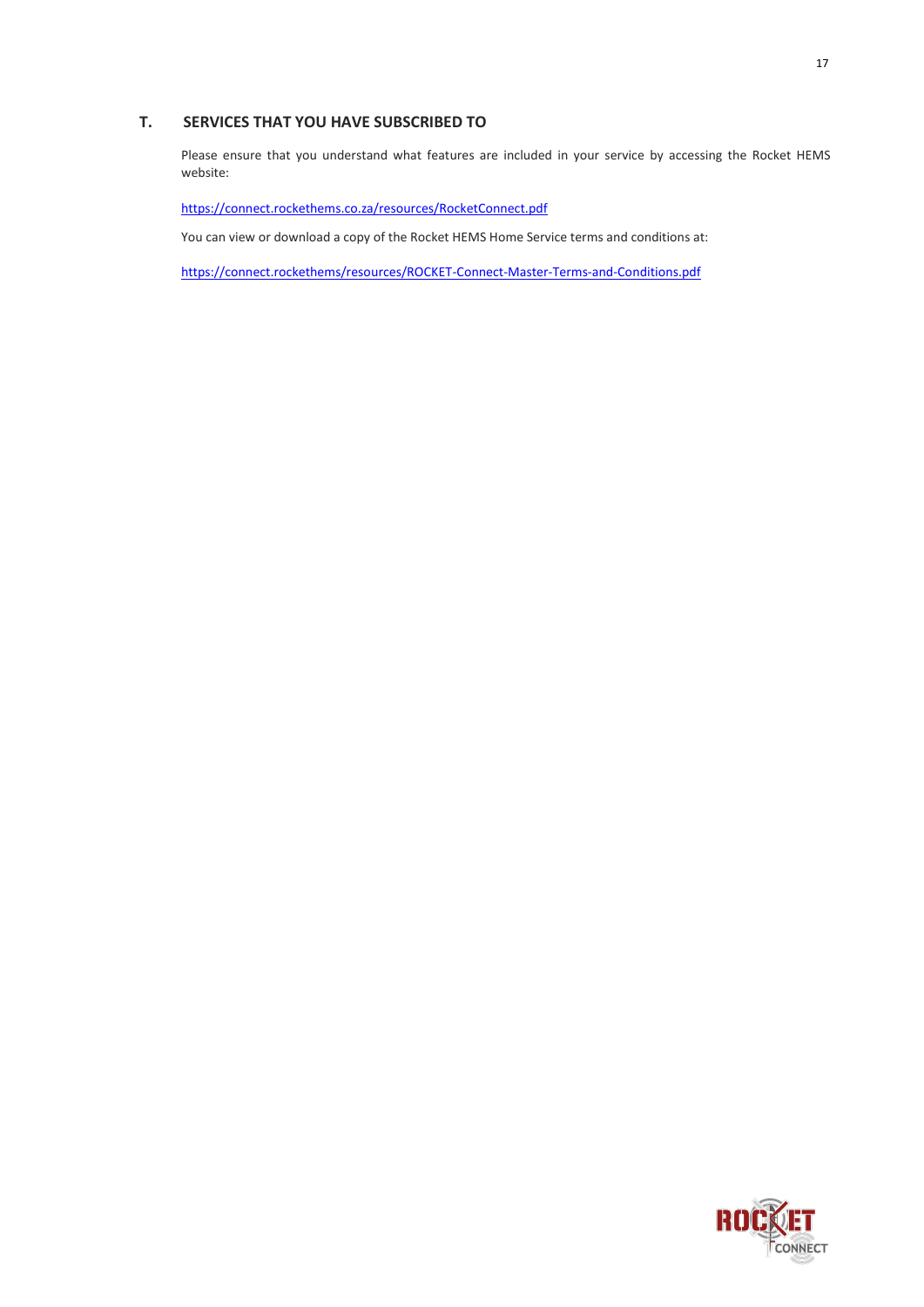## T. SERVICES THAT YOU HAVE SUBSCRIBED TO

Please ensure that you understand what features are included in your service by accessing the Rocket HEMS website:

https://connect.rockethems.co.za/resources/RocketConnect.pdf

You can view or download a copy of the Rocket HEMS Home Service terms and conditions at:

https://connect.rockethems/resources/ROCKET-Connect-Master-Terms-and-Conditions.pdf